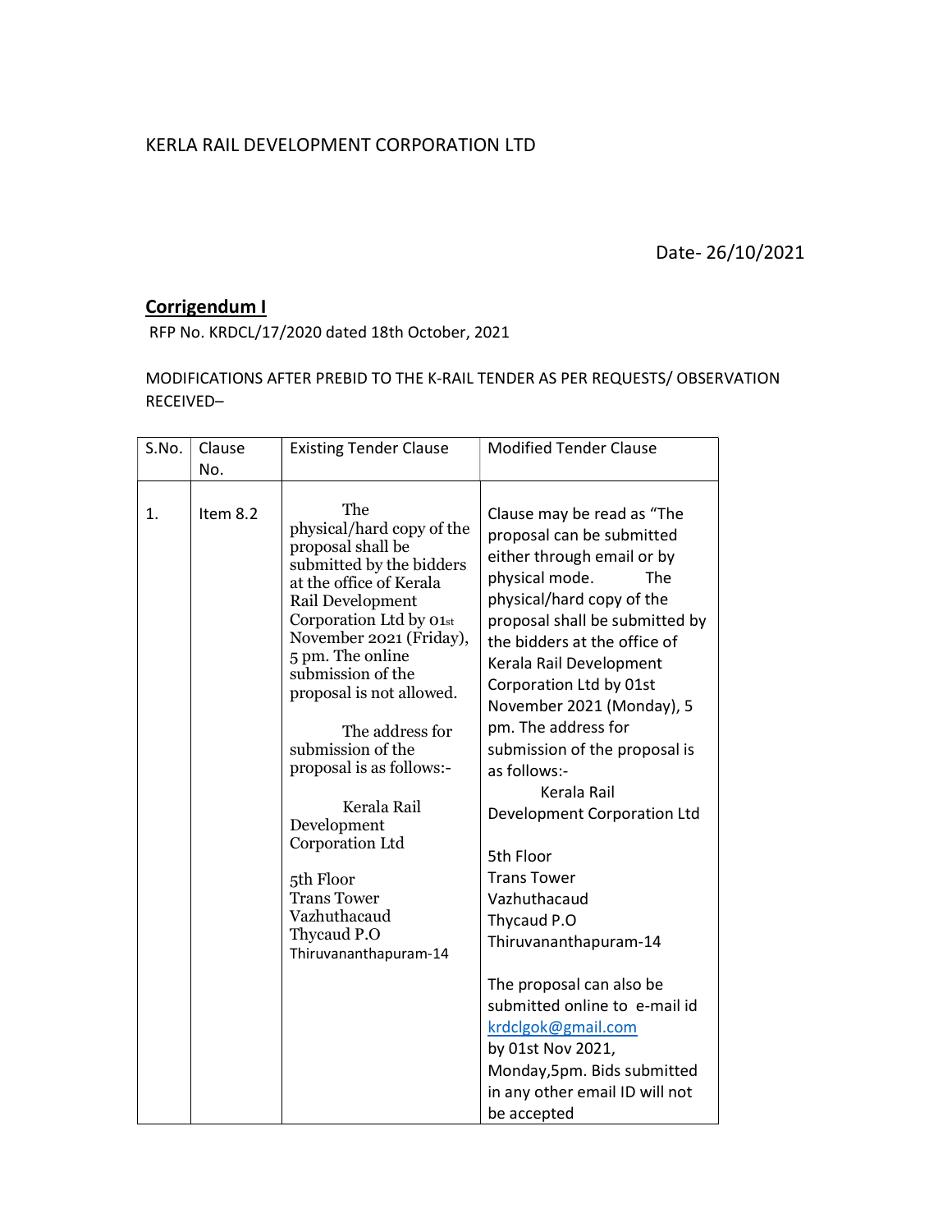KERLA RAIL DEVELOPMENT CORPORATION LTD

Date- 26/10/2021

## **Corrigendum I**

RFP No. KRDCL/17/2020 dated 18th October, 2021

MODIFICATIONS AFTER PREBID TO THE K-RAIL TENDER AS PER REQUESTS/ OBSERVATION RECEIVED–

| S.No. | Clause No. | Existing Tender Clause | Modified Tender Clause |
|---|---|---|---|
| 1. | Item 8.2 | The physical/hard copy of the proposal shall be submitted by the bidders at the office of Kerala Rail Development Corporation Ltd by 01st November 2021 (Friday), 5 pm. The online submission of the proposal is not allowed.<br><br>The address for submission of the proposal is as follows:-<br><br>Kerala Rail Development Corporation Ltd<br><br>5th Floor<br>Trans Tower<br>Vazhuthacaud<br>Thycaud P.O<br>Thiruvananthapuram-14 | Clause may be read as "The proposal can be submitted either through email or by physical mode. The physical/hard copy of the proposal shall be submitted by the bidders at the office of Kerala Rail Development Corporation Ltd by 01st November 2021 (Monday), 5 pm. The address for submission of the proposal is as follows:-<br>Kerala Rail Development Corporation Ltd<br><br>5th Floor<br>Trans Tower<br>Vazhuthacaud<br>Thycaud P.O<br>Thiruvananthapuram-14<br><br>The proposal can also be submitted online to e-mail id krdclgok@gmail.com by 01st Nov 2021, Monday,5pm. Bids submitted in any other email ID will not be accepted |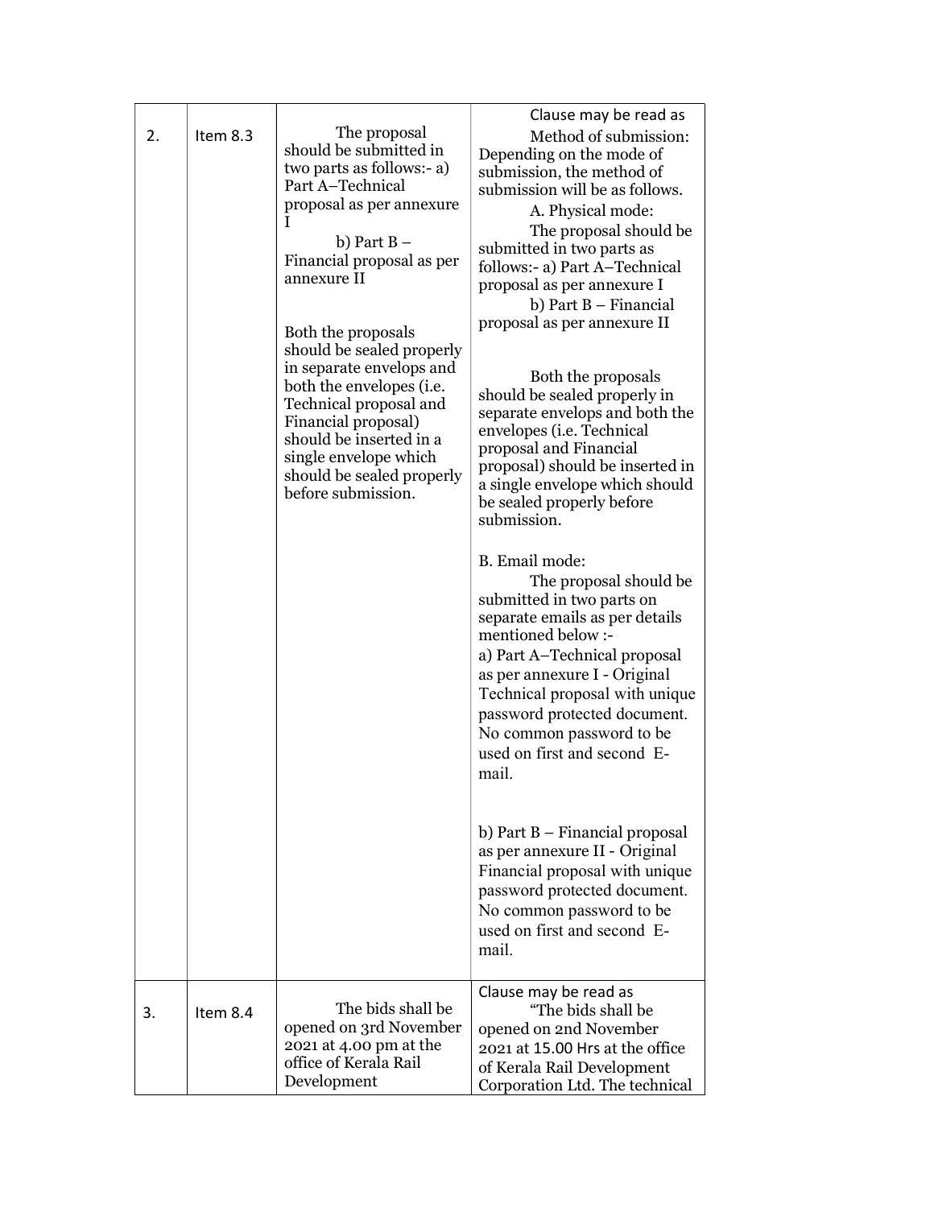| 2. | Item 8.3 | The proposal should be submitted in two parts as follows:- a) Part A–Technical proposal as per annexure I<br>b) Part B – Financial proposal as per annexure II<br><br>Both the proposals should be sealed properly in separate envelops and both the envelopes (i.e. Technical proposal and Financial proposal) should be inserted in a single envelope which should be sealed properly before submission. | Clause may be read as<br>Method of submission: Depending on the mode of submission, the method of submission will be as follows.<br>A. Physical mode:<br>The proposal should be submitted in two parts as follows:- a) Part A–Technical proposal as per annexure I<br>b) Part B – Financial proposal as per annexure II<br><br>Both the proposals should be sealed properly in separate envelops and both the envelopes (i.e. Technical proposal and Financial proposal) should be inserted in a single envelope which should be sealed properly before submission.<br><br>B. Email mode:<br>The proposal should be submitted in two parts on separate emails as per details mentioned below :-<br>a) Part A–Technical proposal as per annexure I - Original Technical proposal with unique password protected document. No common password to be used on first and second E-mail.<br><br>b) Part B – Financial proposal as per annexure II - Original Financial proposal with unique password protected document. No common password to be used on first and second E-mail. |
|---|---|---|---|
| 3. | Item 8.4 | The bids shall be opened on 3rd November 2021 at 4.00 pm at the office of Kerala Rail Development | Clause may be read as<br>"The bids shall be opened on 2nd November 2021 at 15.00 Hrs at the office of Kerala Rail Development Corporation Ltd. The technical |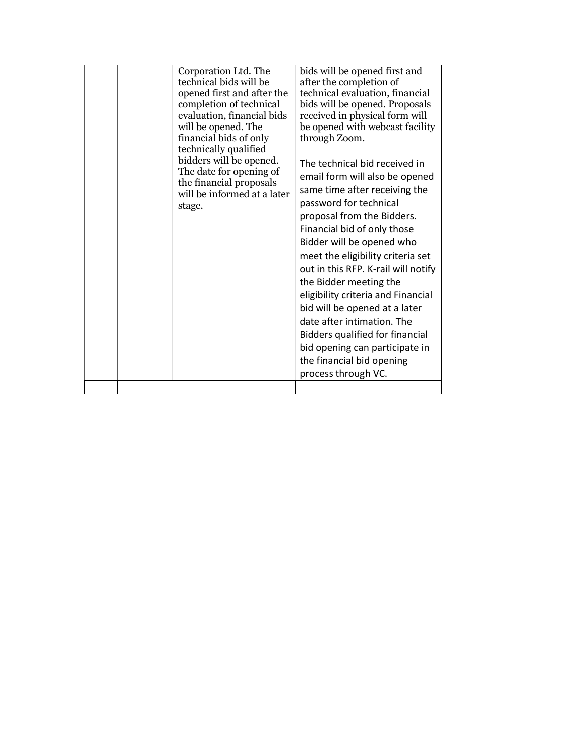| | | | |
|---|---|---|---|
| | | Corporation Ltd. The technical bids will be opened first and after the completion of technical evaluation, financial bids will be opened. The financial bids of only technically qualified bidders will be opened. The date for opening of the financial proposals will be informed at a later stage. | bids will be opened first and after the completion of technical evaluation, financial bids will be opened. Proposals received in physical form will be opened with webcast facility through Zoom.<br><br>The technical bid received in email form will also be opened same time after receiving the password for technical proposal from the Bidders. Financial bid of only those Bidder will be opened who meet the eligibility criteria set out in this RFP. K-rail will notify the Bidder meeting the eligibility criteria and Financial bid will be opened at a later date after intimation. The Bidders qualified for financial bid opening can participate in the financial bid opening process through VC. |
| | | | |